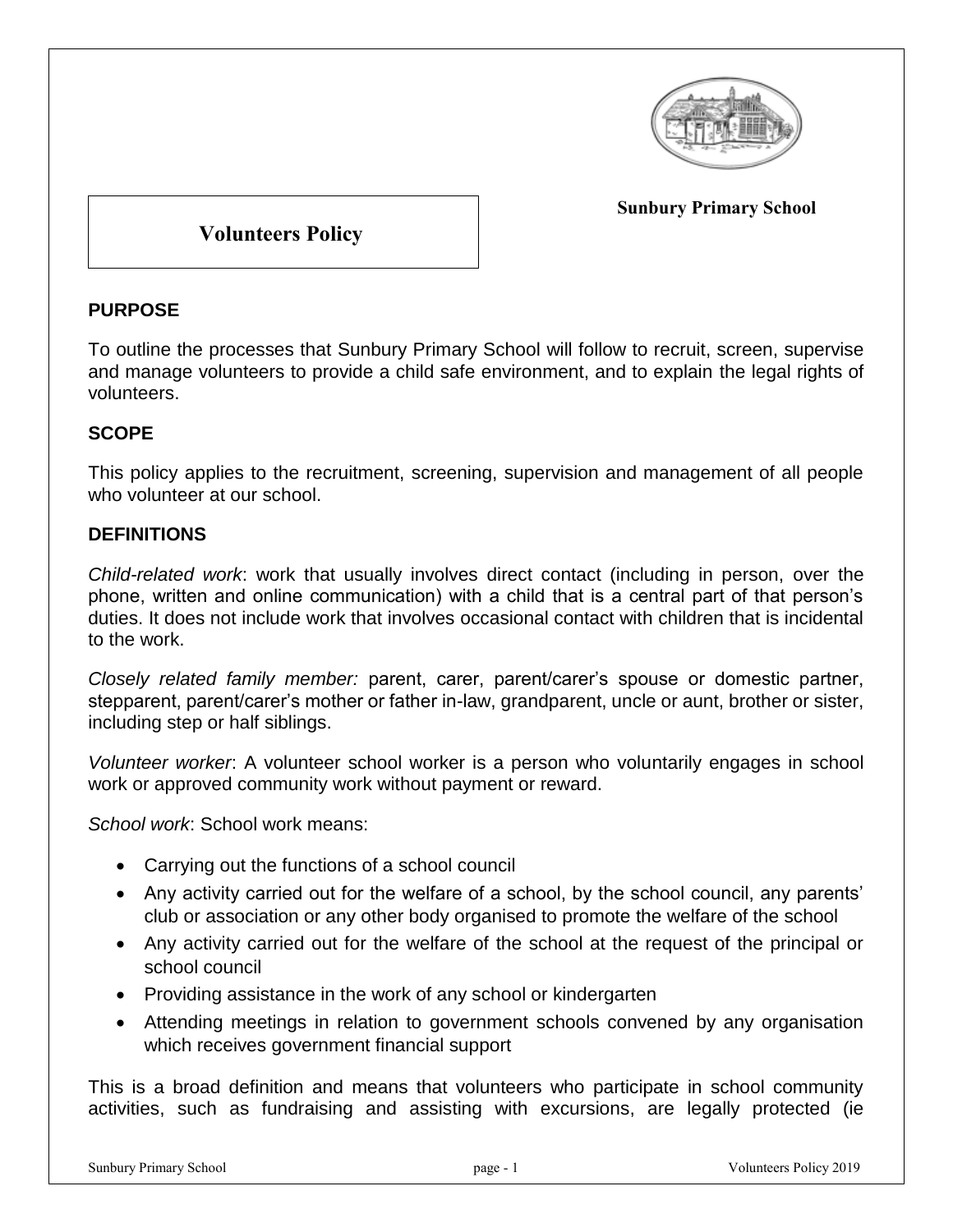**Sunbury Primary School**

# Volunteers Policy

## PURPOSE

To outline the processes that Sunbury Primary School will follow to recruit, screen, supervise and manage volunteers to provide a child safe environment, and to explain the legal rights of volunteers.

## SCOPE

This policy applies to the recruitment, screening, supervision and management of all people who volunteer at our school.

## DEFINITIONS

*Child-related work*: work that usually involves direct contact (including in person, over the phone, written and online communication) with a child that is a central part of that person's duties. It does not include work that involves occasional contact with children that is incidental to the work.

*Closely related family member:* parent, carer, parent/carer's spouse or domestic partner, stepparent, parent/carer's mother or father in-law, grandparent, uncle or aunt, brother or sister, including step or half siblings.

*Volunteer worker*: A volunteer school worker is a person who voluntarily engages in school work or approved community work without payment or reward.

*School work*: School work means:

- Carrying out the functions of a school council
- Any activity carried out for the welfare of a school, by the school council, any parents' club or association or any other body organised to promote the welfare of the school
- Any activity carried out for the welfare of the school at the request of the principal or school council
- Providing assistance in the work of any school or kindergarten
- Attending meetings in relation to government schools convened by any organisation which receives government financial support

This is a broad definition and means that volunteers who participate in school community activities, such as fundraising and assisting with excursions, are legally protected (ie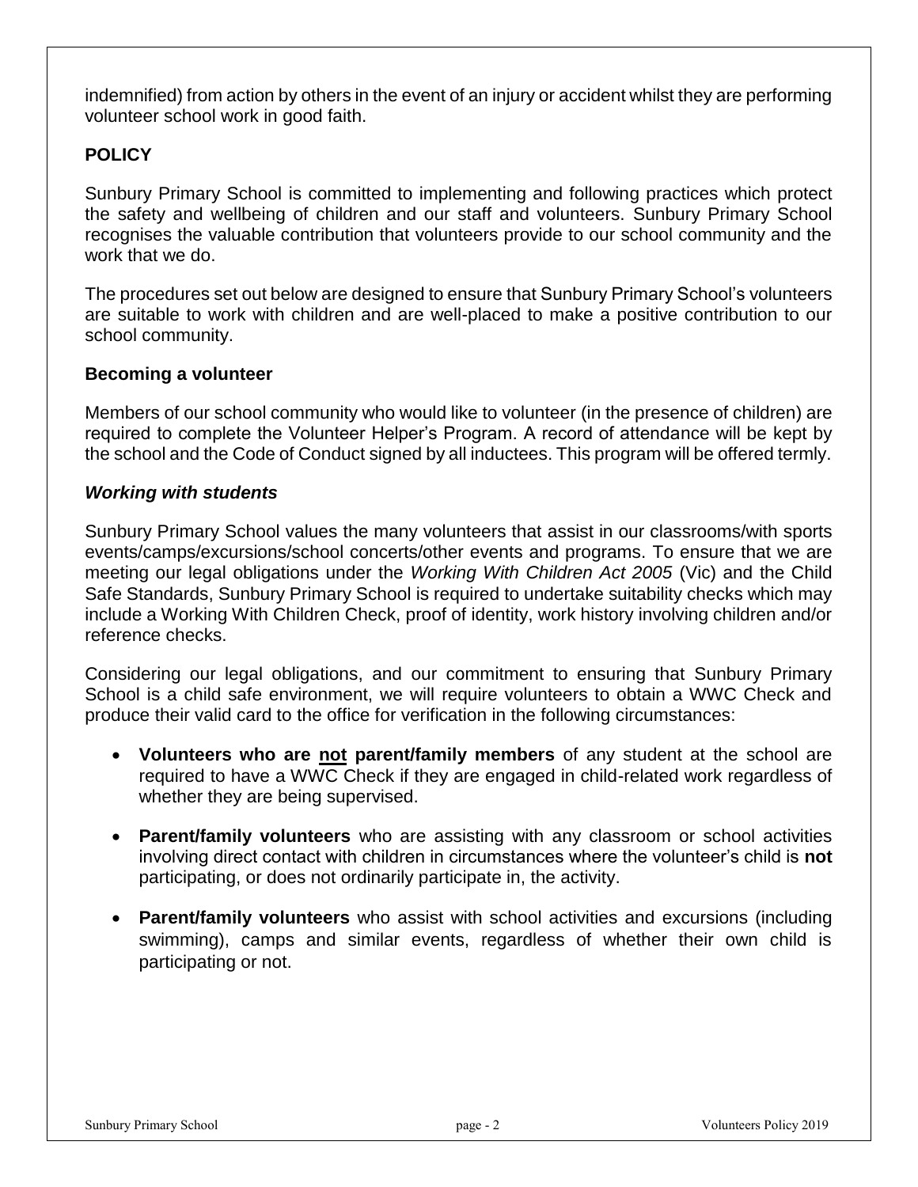indemnified) from action by others in the event of an injury or accident whilst they are performing volunteer school work in good faith.

## POLICY

Sunbury Primary School is committed to implementing and following practices which protect the safety and wellbeing of children and our staff and volunteers. Sunbury Primary School recognises the valuable contribution that volunteers provide to our school community and the work that we do.

The procedures set out below are designed to ensure that Sunbury Primary School's volunteers are suitable to work with children and are well-placed to make a positive contribution to our school community.

### Becoming a volunteer

Members of our school community who would like to volunteer (in the presence of children) are required to complete the Volunteer Helper's Program. A record of attendance will be kept by the school and the Code of Conduct signed by all inductees. This program will be offered termly.

#### *Working with students*

Sunbury Primary School values the many volunteers that assist in our classrooms/with sports events/camps/excursions/school concerts/other events and programs. To ensure that we are meeting our legal obligations under the *Working With Children Act 2005* (Vic) and the Child Safe Standards, Sunbury Primary School is required to undertake suitability checks which may include a Working With Children Check, proof of identity, work history involving children and/or reference checks.

Considering our legal obligations, and our commitment to ensuring that Sunbury Primary School is a child safe environment, we will require volunteers to obtain a WWC Check and produce their valid card to the office for verification in the following circumstances:

- **Volunteers who are <u>not</u> parent/family members** of any student at the school are required to have a WWC Check if they are engaged in child-related work regardless of whether they are being supervised.
- **Parent/family volunteers** who are assisting with any classroom or school activities involving direct contact with children in circumstances where the volunteer's child is **not** participating, or does not ordinarily participate in, the activity.
- **Parent/family volunteers** who assist with school activities and excursions (including swimming), camps and similar events, regardless of whether their own child is participating or not.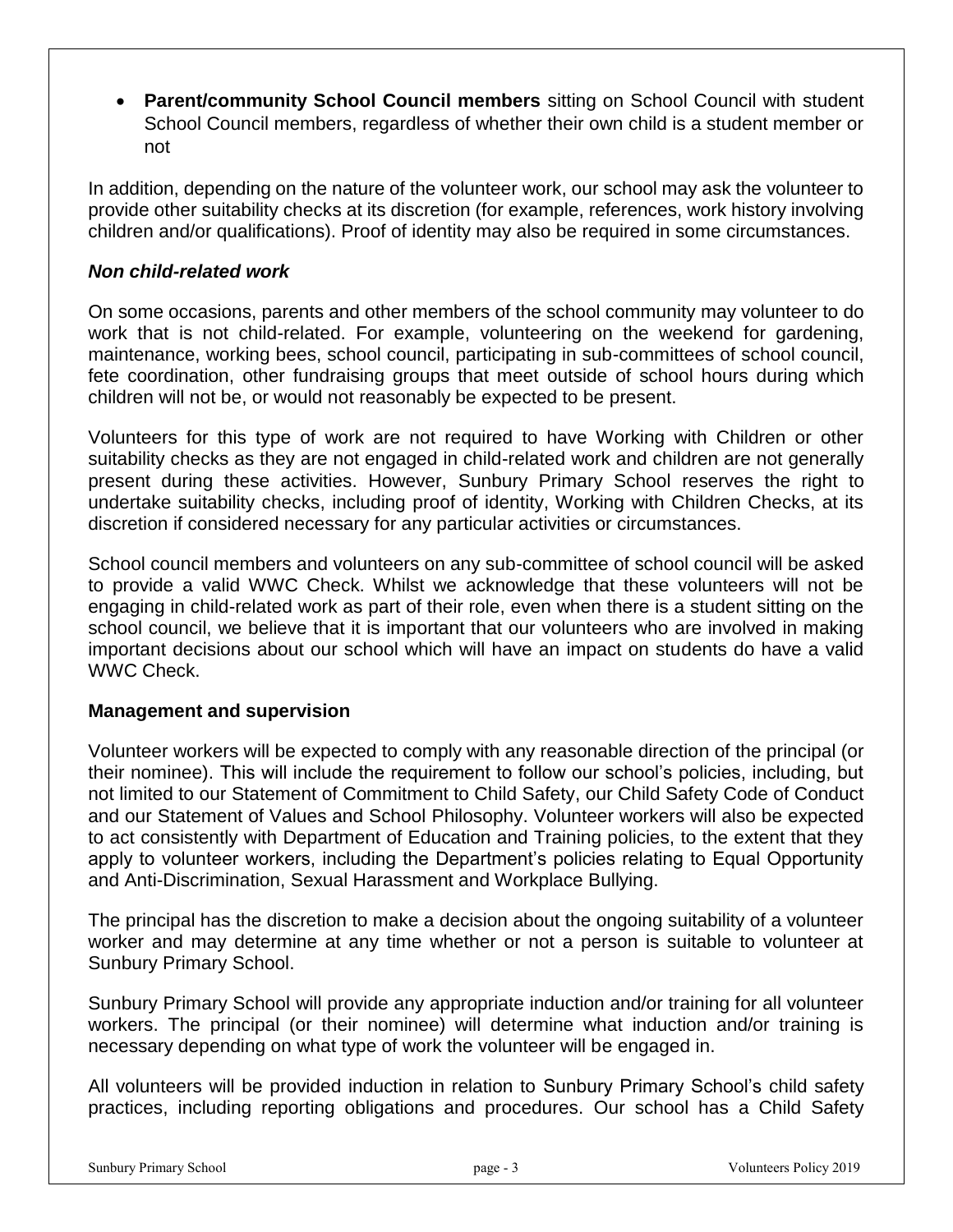- **Parent/community School Council members** sitting on School Council with student School Council members, regardless of whether their own child is a student member or not

In addition, depending on the nature of the volunteer work, our school may ask the volunteer to provide other suitability checks at its discretion (for example, references, work history involving children and/or qualifications). Proof of identity may also be required in some circumstances.

### *Non child-related work*

On some occasions, parents and other members of the school community may volunteer to do work that is not child-related. For example, volunteering on the weekend for gardening, maintenance, working bees, school council, participating in sub-committees of school council, fete coordination, other fundraising groups that meet outside of school hours during which children will not be, or would not reasonably be expected to be present.

Volunteers for this type of work are not required to have Working with Children or other suitability checks as they are not engaged in child-related work and children are not generally present during these activities. However, Sunbury Primary School reserves the right to undertake suitability checks, including proof of identity, Working with Children Checks, at its discretion if considered necessary for any particular activities or circumstances.

School council members and volunteers on any sub-committee of school council will be asked to provide a valid WWC Check. Whilst we acknowledge that these volunteers will not be engaging in child-related work as part of their role, even when there is a student sitting on the school council, we believe that it is important that our volunteers who are involved in making important decisions about our school which will have an impact on students do have a valid WWC Check.

### Management and supervision

Volunteer workers will be expected to comply with any reasonable direction of the principal (or their nominee). This will include the requirement to follow our school's policies, including, but not limited to our Statement of Commitment to Child Safety, our Child Safety Code of Conduct and our Statement of Values and School Philosophy. Volunteer workers will also be expected to act consistently with Department of Education and Training policies, to the extent that they apply to volunteer workers, including the Department's policies relating to Equal Opportunity and Anti-Discrimination, Sexual Harassment and Workplace Bullying.

The principal has the discretion to make a decision about the ongoing suitability of a volunteer worker and may determine at any time whether or not a person is suitable to volunteer at Sunbury Primary School.

Sunbury Primary School will provide any appropriate induction and/or training for all volunteer workers. The principal (or their nominee) will determine what induction and/or training is necessary depending on what type of work the volunteer will be engaged in.

All volunteers will be provided induction in relation to Sunbury Primary School's child safety practices, including reporting obligations and procedures. Our school has a Child Safety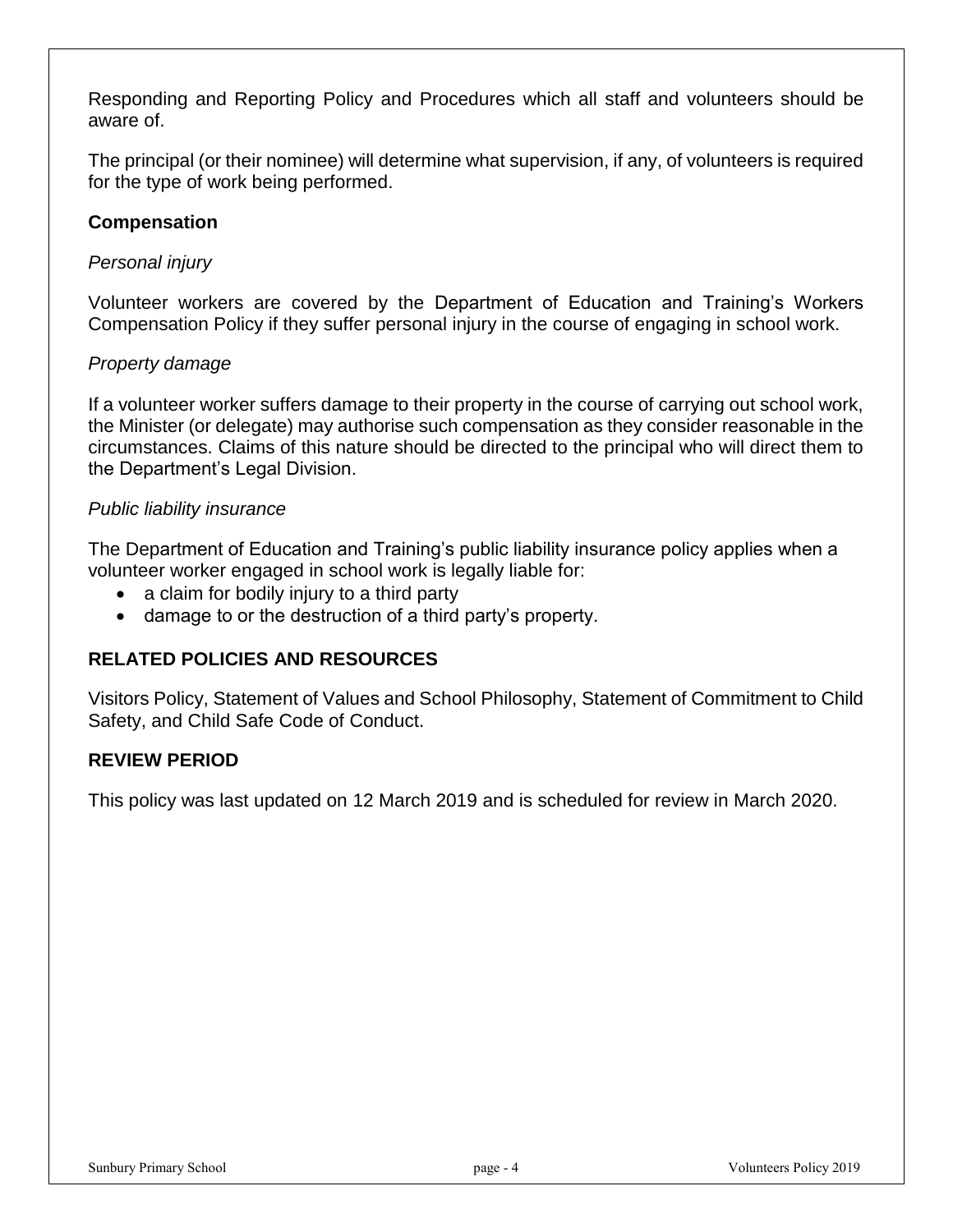Responding and Reporting Policy and Procedures which all staff and volunteers should be aware of.

The principal (or their nominee) will determine what supervision, if any, of volunteers is required for the type of work being performed.

### Compensation

*Personal injury*

Volunteer workers are covered by the Department of Education and Training's Workers Compensation Policy if they suffer personal injury in the course of engaging in school work.

*Property damage*

If a volunteer worker suffers damage to their property in the course of carrying out school work, the Minister (or delegate) may authorise such compensation as they consider reasonable in the circumstances. Claims of this nature should be directed to the principal who will direct them to the Department's Legal Division.

*Public liability insurance*

The Department of Education and Training's public liability insurance policy applies when a volunteer worker engaged in school work is legally liable for:

- a claim for bodily injury to a third party
- damage to or the destruction of a third party's property.

## RELATED POLICIES AND RESOURCES

Visitors Policy, Statement of Values and School Philosophy, Statement of Commitment to Child Safety, and Child Safe Code of Conduct.

## REVIEW PERIOD

This policy was last updated on 12 March 2019 and is scheduled for review in March 2020.